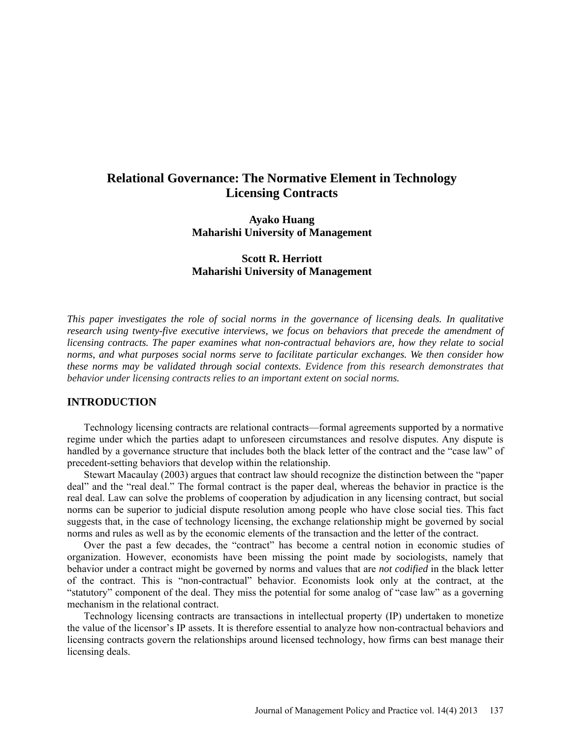# Relational Governance: The Normative Element in Technology Licensing Contracts

**Ayako Huang**
**Maharishi University of Management**

**Scott R. Herriott**
**Maharishi University of Management**

*This paper investigates the role of social norms in the governance of licensing deals. In qualitative research using twenty-five executive interviews, we focus on behaviors that precede the amendment of licensing contracts. The paper examines what non-contractual behaviors are, how they relate to social norms, and what purposes social norms serve to facilitate particular exchanges. We then consider how these norms may be validated through social contexts. Evidence from this research demonstrates that behavior under licensing contracts relies to an important extent on social norms.*

## INTRODUCTION

Technology licensing contracts are relational contracts—formal agreements supported by a normative regime under which the parties adapt to unforeseen circumstances and resolve disputes. Any dispute is handled by a governance structure that includes both the black letter of the contract and the "case law" of precedent-setting behaviors that develop within the relationship.

Stewart Macaulay (2003) argues that contract law should recognize the distinction between the "paper deal" and the "real deal." The formal contract is the paper deal, whereas the behavior in practice is the real deal. Law can solve the problems of cooperation by adjudication in any licensing contract, but social norms can be superior to judicial dispute resolution among people who have close social ties. This fact suggests that, in the case of technology licensing, the exchange relationship might be governed by social norms and rules as well as by the economic elements of the transaction and the letter of the contract.

Over the past a few decades, the "contract" has become a central notion in economic studies of organization. However, economists have been missing the point made by sociologists, namely that behavior under a contract might be governed by norms and values that are *not codified* in the black letter of the contract. This is "non-contractual" behavior. Economists look only at the contract, at the "statutory" component of the deal. They miss the potential for some analog of "case law" as a governing mechanism in the relational contract.

Technology licensing contracts are transactions in intellectual property (IP) undertaken to monetize the value of the licensor's IP assets. It is therefore essential to analyze how non-contractual behaviors and licensing contracts govern the relationships around licensed technology, how firms can best manage their licensing deals.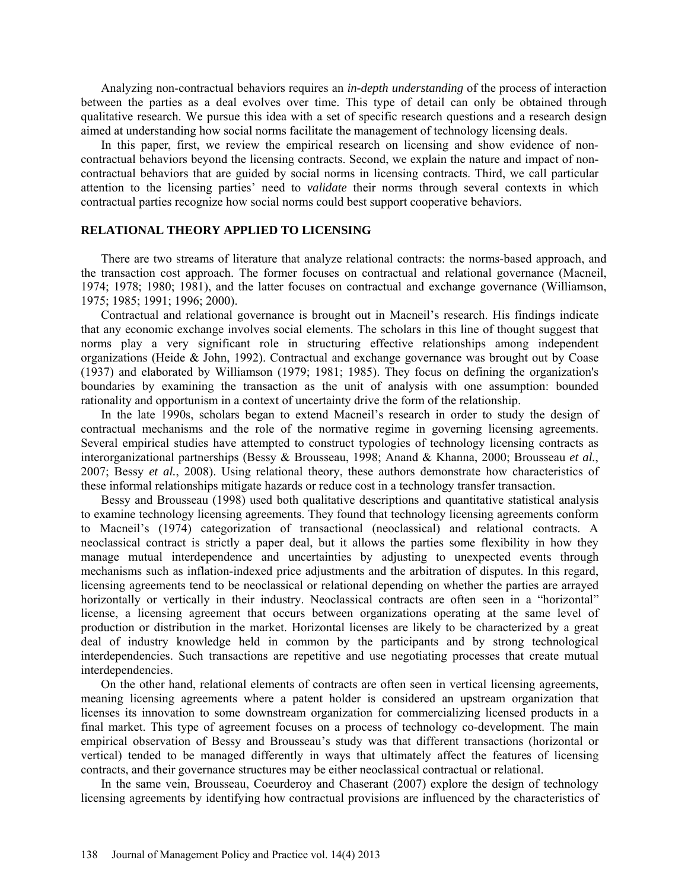Analyzing non-contractual behaviors requires an *in-depth understanding* of the process of interaction between the parties as a deal evolves over time. This type of detail can only be obtained through qualitative research. We pursue this idea with a set of specific research questions and a research design aimed at understanding how social norms facilitate the management of technology licensing deals.

In this paper, first, we review the empirical research on licensing and show evidence of non-contractual behaviors beyond the licensing contracts. Second, we explain the nature and impact of non-contractual behaviors that are guided by social norms in licensing contracts. Third, we call particular attention to the licensing parties' need to *validate* their norms through several contexts in which contractual parties recognize how social norms could best support cooperative behaviors.

## RELATIONAL THEORY APPLIED TO LICENSING

There are two streams of literature that analyze relational contracts: the norms-based approach, and the transaction cost approach. The former focuses on contractual and relational governance (Macneil, 1974; 1978; 1980; 1981), and the latter focuses on contractual and exchange governance (Williamson, 1975; 1985; 1991; 1996; 2000).

Contractual and relational governance is brought out in Macneil's research. His findings indicate that any economic exchange involves social elements. The scholars in this line of thought suggest that norms play a very significant role in structuring effective relationships among independent organizations (Heide & John, 1992). Contractual and exchange governance was brought out by Coase (1937) and elaborated by Williamson (1979; 1981; 1985). They focus on defining the organization's boundaries by examining the transaction as the unit of analysis with one assumption: bounded rationality and opportunism in a context of uncertainty drive the form of the relationship.

In the late 1990s, scholars began to extend Macneil's research in order to study the design of contractual mechanisms and the role of the normative regime in governing licensing agreements. Several empirical studies have attempted to construct typologies of technology licensing contracts as interorganizational partnerships (Bessy & Brousseau, 1998; Anand & Khanna, 2000; Brousseau *et al.*, 2007; Bessy *et al.*, 2008). Using relational theory, these authors demonstrate how characteristics of these informal relationships mitigate hazards or reduce cost in a technology transfer transaction.

Bessy and Brousseau (1998) used both qualitative descriptions and quantitative statistical analysis to examine technology licensing agreements. They found that technology licensing agreements conform to Macneil's (1974) categorization of transactional (neoclassical) and relational contracts. A neoclassical contract is strictly a paper deal, but it allows the parties some flexibility in how they manage mutual interdependence and uncertainties by adjusting to unexpected events through mechanisms such as inflation-indexed price adjustments and the arbitration of disputes. In this regard, licensing agreements tend to be neoclassical or relational depending on whether the parties are arrayed horizontally or vertically in their industry. Neoclassical contracts are often seen in a "horizontal" license, a licensing agreement that occurs between organizations operating at the same level of production or distribution in the market. Horizontal licenses are likely to be characterized by a great deal of industry knowledge held in common by the participants and by strong technological interdependencies. Such transactions are repetitive and use negotiating processes that create mutual interdependencies.

On the other hand, relational elements of contracts are often seen in vertical licensing agreements, meaning licensing agreements where a patent holder is considered an upstream organization that licenses its innovation to some downstream organization for commercializing licensed products in a final market. This type of agreement focuses on a process of technology co-development. The main empirical observation of Bessy and Brousseau's study was that different transactions (horizontal or vertical) tended to be managed differently in ways that ultimately affect the features of licensing contracts, and their governance structures may be either neoclassical contractual or relational.

In the same vein, Brousseau, Coeurderoy and Chaserant (2007) explore the design of technology licensing agreements by identifying how contractual provisions are influenced by the characteristics of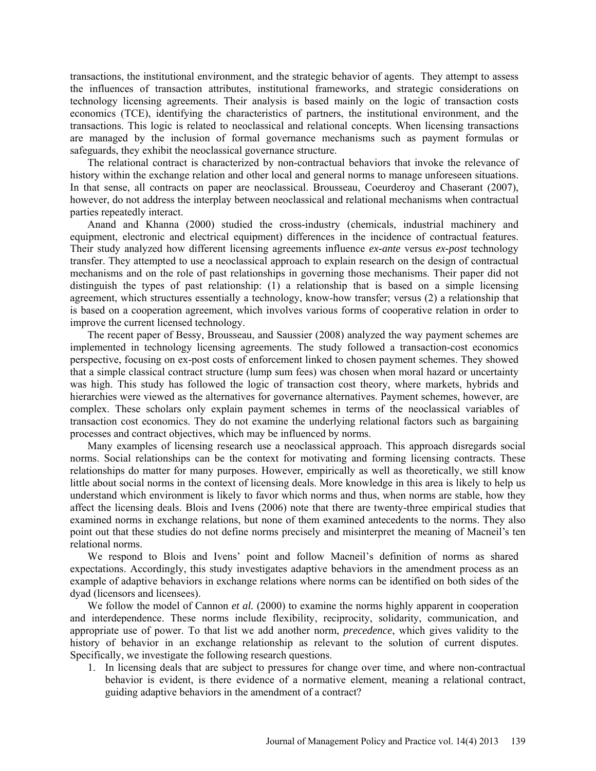transactions, the institutional environment, and the strategic behavior of agents. They attempt to assess the influences of transaction attributes, institutional frameworks, and strategic considerations on technology licensing agreements. Their analysis is based mainly on the logic of transaction costs economics (TCE), identifying the characteristics of partners, the institutional environment, and the transactions. This logic is related to neoclassical and relational concepts. When licensing transactions are managed by the inclusion of formal governance mechanisms such as payment formulas or safeguards, they exhibit the neoclassical governance structure.

The relational contract is characterized by non-contractual behaviors that invoke the relevance of history within the exchange relation and other local and general norms to manage unforeseen situations. In that sense, all contracts on paper are neoclassical. Brousseau, Coeurderoy and Chaserant (2007), however, do not address the interplay between neoclassical and relational mechanisms when contractual parties repeatedly interact.

Anand and Khanna (2000) studied the cross-industry (chemicals, industrial machinery and equipment, electronic and electrical equipment) differences in the incidence of contractual features. Their study analyzed how different licensing agreements influence *ex-ante* versus *ex-post* technology transfer. They attempted to use a neoclassical approach to explain research on the design of contractual mechanisms and on the role of past relationships in governing those mechanisms. Their paper did not distinguish the types of past relationship: (1) a relationship that is based on a simple licensing agreement, which structures essentially a technology, know-how transfer; versus (2) a relationship that is based on a cooperation agreement, which involves various forms of cooperative relation in order to improve the current licensed technology.

The recent paper of Bessy, Brousseau, and Saussier (2008) analyzed the way payment schemes are implemented in technology licensing agreements. The study followed a transaction-cost economics perspective, focusing on ex-post costs of enforcement linked to chosen payment schemes. They showed that a simple classical contract structure (lump sum fees) was chosen when moral hazard or uncertainty was high. This study has followed the logic of transaction cost theory, where markets, hybrids and hierarchies were viewed as the alternatives for governance alternatives. Payment schemes, however, are complex. These scholars only explain payment schemes in terms of the neoclassical variables of transaction cost economics. They do not examine the underlying relational factors such as bargaining processes and contract objectives, which may be influenced by norms.

Many examples of licensing research use a neoclassical approach. This approach disregards social norms. Social relationships can be the context for motivating and forming licensing contracts. These relationships do matter for many purposes. However, empirically as well as theoretically, we still know little about social norms in the context of licensing deals. More knowledge in this area is likely to help us understand which environment is likely to favor which norms and thus, when norms are stable, how they affect the licensing deals. Blois and Ivens (2006) note that there are twenty-three empirical studies that examined norms in exchange relations, but none of them examined antecedents to the norms. They also point out that these studies do not define norms precisely and misinterpret the meaning of Macneil's ten relational norms.

We respond to Blois and Ivens' point and follow Macneil's definition of norms as shared expectations. Accordingly, this study investigates adaptive behaviors in the amendment process as an example of adaptive behaviors in exchange relations where norms can be identified on both sides of the dyad (licensors and licensees).

We follow the model of Cannon *et al.* (2000) to examine the norms highly apparent in cooperation and interdependence. These norms include flexibility, reciprocity, solidarity, communication, and appropriate use of power. To that list we add another norm, *precedence*, which gives validity to the history of behavior in an exchange relationship as relevant to the solution of current disputes. Specifically, we investigate the following research questions.

1. In licensing deals that are subject to pressures for change over time, and where non-contractual behavior is evident, is there evidence of a normative element, meaning a relational contract, guiding adaptive behaviors in the amendment of a contract?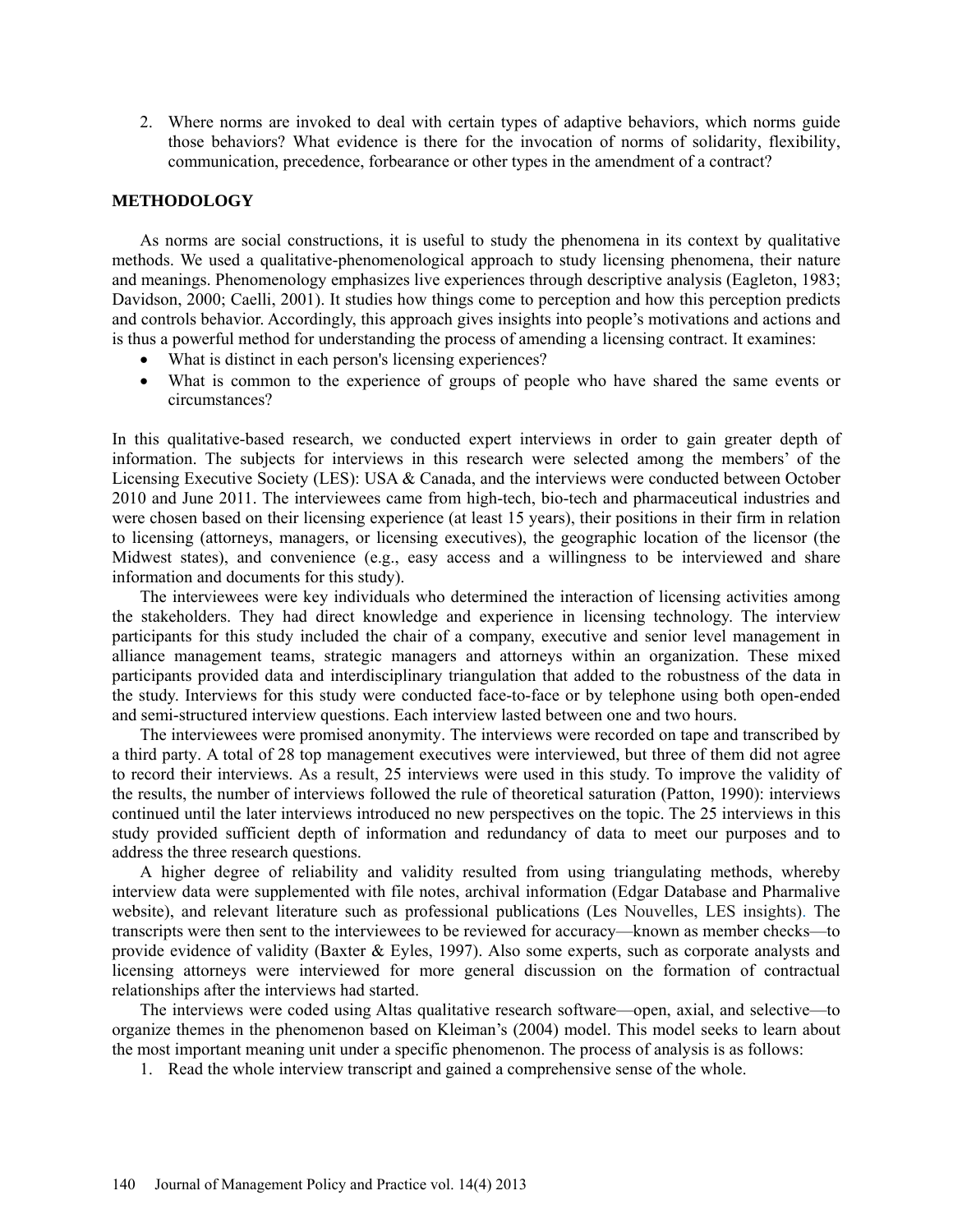2. Where norms are invoked to deal with certain types of adaptive behaviors, which norms guide those behaviors? What evidence is there for the invocation of norms of solidarity, flexibility, communication, precedence, forbearance or other types in the amendment of a contract?

## METHODOLOGY

As norms are social constructions, it is useful to study the phenomena in its context by qualitative methods. We used a qualitative-phenomenological approach to study licensing phenomena, their nature and meanings. Phenomenology emphasizes live experiences through descriptive analysis (Eagleton, 1983; Davidson, 2000; Caelli, 2001). It studies how things come to perception and how this perception predicts and controls behavior. Accordingly, this approach gives insights into people's motivations and actions and is thus a powerful method for understanding the process of amending a licensing contract. It examines:

- What is distinct in each person's licensing experiences?
- What is common to the experience of groups of people who have shared the same events or circumstances?

In this qualitative-based research, we conducted expert interviews in order to gain greater depth of information. The subjects for interviews in this research were selected among the members' of the Licensing Executive Society (LES): USA & Canada, and the interviews were conducted between October 2010 and June 2011. The interviewees came from high-tech, bio-tech and pharmaceutical industries and were chosen based on their licensing experience (at least 15 years), their positions in their firm in relation to licensing (attorneys, managers, or licensing executives), the geographic location of the licensor (the Midwest states), and convenience (e.g., easy access and a willingness to be interviewed and share information and documents for this study).

The interviewees were key individuals who determined the interaction of licensing activities among the stakeholders. They had direct knowledge and experience in licensing technology. The interview participants for this study included the chair of a company, executive and senior level management in alliance management teams, strategic managers and attorneys within an organization. These mixed participants provided data and interdisciplinary triangulation that added to the robustness of the data in the study. Interviews for this study were conducted face-to-face or by telephone using both open-ended and semi-structured interview questions. Each interview lasted between one and two hours.

The interviewees were promised anonymity. The interviews were recorded on tape and transcribed by a third party. A total of 28 top management executives were interviewed, but three of them did not agree to record their interviews. As a result, 25 interviews were used in this study. To improve the validity of the results, the number of interviews followed the rule of theoretical saturation (Patton, 1990): interviews continued until the later interviews introduced no new perspectives on the topic. The 25 interviews in this study provided sufficient depth of information and redundancy of data to meet our purposes and to address the three research questions.

A higher degree of reliability and validity resulted from using triangulating methods, whereby interview data were supplemented with file notes, archival information (Edgar Database and Pharmalive website), and relevant literature such as professional publications (Les Nouvelles, LES insights). The transcripts were then sent to the interviewees to be reviewed for accuracy—known as member checks—to provide evidence of validity (Baxter & Eyles, 1997). Also some experts, such as corporate analysts and licensing attorneys were interviewed for more general discussion on the formation of contractual relationships after the interviews had started.

The interviews were coded using Altas qualitative research software—open, axial, and selective—to organize themes in the phenomenon based on Kleiman's (2004) model. This model seeks to learn about the most important meaning unit under a specific phenomenon. The process of analysis is as follows:

1. Read the whole interview transcript and gained a comprehensive sense of the whole.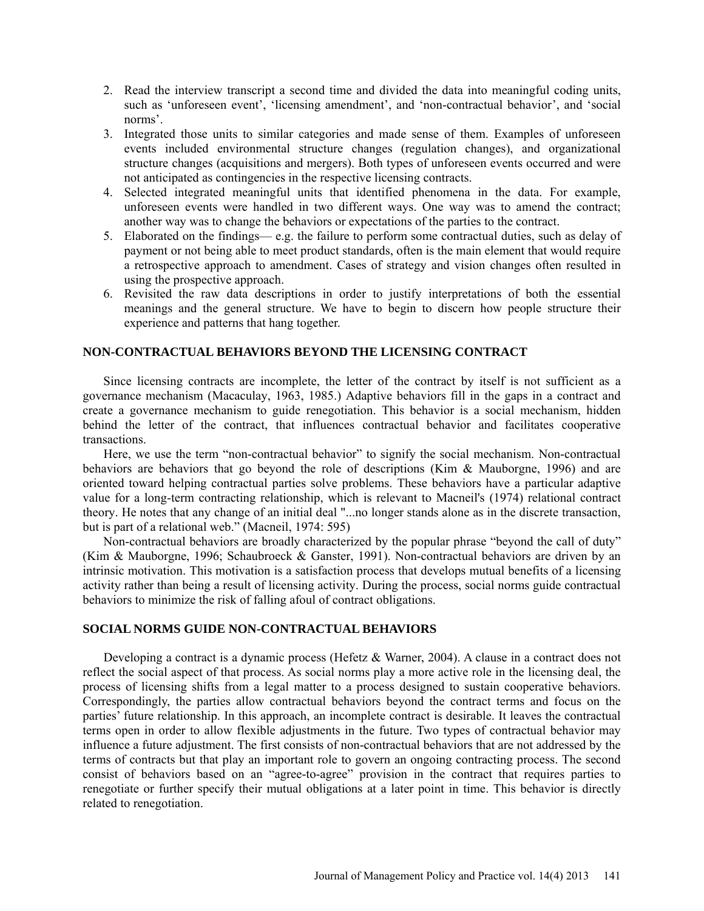2. Read the interview transcript a second time and divided the data into meaningful coding units, such as 'unforeseen event', 'licensing amendment', and 'non-contractual behavior', and 'social norms'.
3. Integrated those units to similar categories and made sense of them. Examples of unforeseen events included environmental structure changes (regulation changes), and organizational structure changes (acquisitions and mergers). Both types of unforeseen events occurred and were not anticipated as contingencies in the respective licensing contracts.
4. Selected integrated meaningful units that identified phenomena in the data. For example, unforeseen events were handled in two different ways. One way was to amend the contract; another way was to change the behaviors or expectations of the parties to the contract.
5. Elaborated on the findings— e.g. the failure to perform some contractual duties, such as delay of payment or not being able to meet product standards, often is the main element that would require a retrospective approach to amendment. Cases of strategy and vision changes often resulted in using the prospective approach.
6. Revisited the raw data descriptions in order to justify interpretations of both the essential meanings and the general structure. We have to begin to discern how people structure their experience and patterns that hang together.

## NON-CONTRACTUAL BEHAVIORS BEYOND THE LICENSING CONTRACT

Since licensing contracts are incomplete, the letter of the contract by itself is not sufficient as a governance mechanism (Macaculay, 1963, 1985.) Adaptive behaviors fill in the gaps in a contract and create a governance mechanism to guide renegotiation. This behavior is a social mechanism, hidden behind the letter of the contract, that influences contractual behavior and facilitates cooperative transactions.

Here, we use the term "non-contractual behavior" to signify the social mechanism. Non-contractual behaviors are behaviors that go beyond the role of descriptions (Kim & Mauborgne, 1996) and are oriented toward helping contractual parties solve problems. These behaviors have a particular adaptive value for a long-term contracting relationship, which is relevant to Macneil's (1974) relational contract theory. He notes that any change of an initial deal "...no longer stands alone as in the discrete transaction, but is part of a relational web." (Macneil, 1974: 595)

Non-contractual behaviors are broadly characterized by the popular phrase "beyond the call of duty" (Kim & Mauborgne, 1996; Schaubroeck & Ganster, 1991). Non-contractual behaviors are driven by an intrinsic motivation. This motivation is a satisfaction process that develops mutual benefits of a licensing activity rather than being a result of licensing activity. During the process, social norms guide contractual behaviors to minimize the risk of falling afoul of contract obligations.

## SOCIAL NORMS GUIDE NON-CONTRACTUAL BEHAVIORS

Developing a contract is a dynamic process (Hefetz & Warner, 2004). A clause in a contract does not reflect the social aspect of that process. As social norms play a more active role in the licensing deal, the process of licensing shifts from a legal matter to a process designed to sustain cooperative behaviors. Correspondingly, the parties allow contractual behaviors beyond the contract terms and focus on the parties' future relationship. In this approach, an incomplete contract is desirable. It leaves the contractual terms open in order to allow flexible adjustments in the future. Two types of contractual behavior may influence a future adjustment. The first consists of non-contractual behaviors that are not addressed by the terms of contracts but that play an important role to govern an ongoing contracting process. The second consist of behaviors based on an "agree-to-agree" provision in the contract that requires parties to renegotiate or further specify their mutual obligations at a later point in time. This behavior is directly related to renegotiation.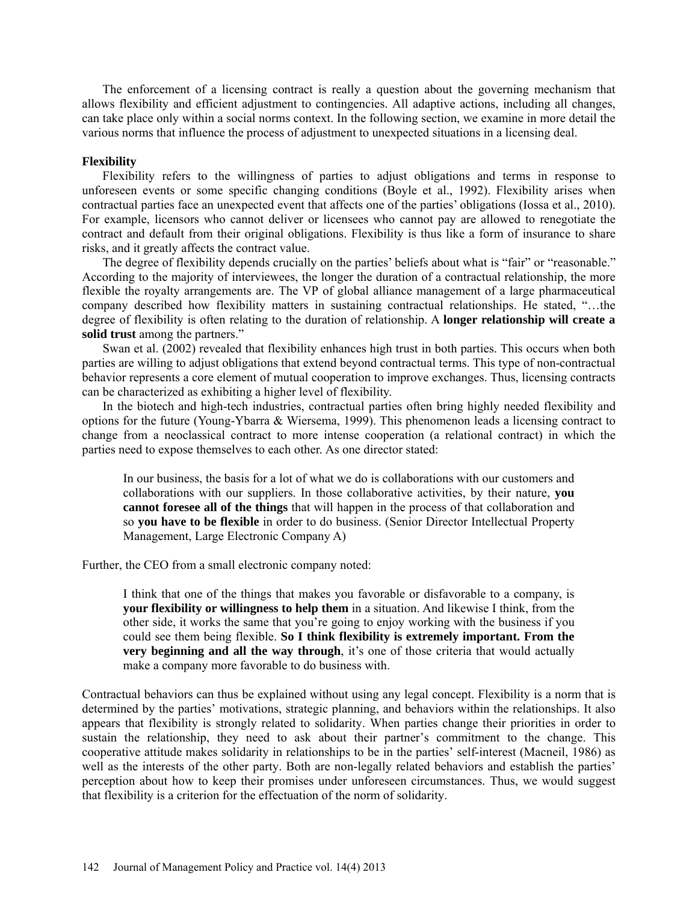The enforcement of a licensing contract is really a question about the governing mechanism that allows flexibility and efficient adjustment to contingencies. All adaptive actions, including all changes, can take place only within a social norms context. In the following section, we examine in more detail the various norms that influence the process of adjustment to unexpected situations in a licensing deal.

### Flexibility

Flexibility refers to the willingness of parties to adjust obligations and terms in response to unforeseen events or some specific changing conditions (Boyle et al., 1992). Flexibility arises when contractual parties face an unexpected event that affects one of the parties' obligations (Iossa et al., 2010). For example, licensors who cannot deliver or licensees who cannot pay are allowed to renegotiate the contract and default from their original obligations. Flexibility is thus like a form of insurance to share risks, and it greatly affects the contract value.

The degree of flexibility depends crucially on the parties' beliefs about what is "fair" or "reasonable." According to the majority of interviewees, the longer the duration of a contractual relationship, the more flexible the royalty arrangements are. The VP of global alliance management of a large pharmaceutical company described how flexibility matters in sustaining contractual relationships. He stated, "…the degree of flexibility is often relating to the duration of relationship. A **longer relationship will create a solid trust** among the partners."

Swan et al. (2002) revealed that flexibility enhances high trust in both parties. This occurs when both parties are willing to adjust obligations that extend beyond contractual terms. This type of non-contractual behavior represents a core element of mutual cooperation to improve exchanges. Thus, licensing contracts can be characterized as exhibiting a higher level of flexibility.

In the biotech and high-tech industries, contractual parties often bring highly needed flexibility and options for the future (Young-Ybarra & Wiersema, 1999). This phenomenon leads a licensing contract to change from a neoclassical contract to more intense cooperation (a relational contract) in which the parties need to expose themselves to each other. As one director stated:

> In our business, the basis for a lot of what we do is collaborations with our customers and collaborations with our suppliers. In those collaborative activities, by their nature, **you cannot foresee all of the things** that will happen in the process of that collaboration and so **you have to be flexible** in order to do business. (Senior Director Intellectual Property Management, Large Electronic Company A)

Further, the CEO from a small electronic company noted:

> I think that one of the things that makes you favorable or disfavorable to a company, is **your flexibility or willingness to help them** in a situation. And likewise I think, from the other side, it works the same that you're going to enjoy working with the business if you could see them being flexible. **So I think flexibility is extremely important. From the very beginning and all the way through**, it's one of those criteria that would actually make a company more favorable to do business with.

Contractual behaviors can thus be explained without using any legal concept. Flexibility is a norm that is determined by the parties' motivations, strategic planning, and behaviors within the relationships. It also appears that flexibility is strongly related to solidarity. When parties change their priorities in order to sustain the relationship, they need to ask about their partner's commitment to the change. This cooperative attitude makes solidarity in relationships to be in the parties' self-interest (Macneil, 1986) as well as the interests of the other party. Both are non-legally related behaviors and establish the parties' perception about how to keep their promises under unforeseen circumstances. Thus, we would suggest that flexibility is a criterion for the effectuation of the norm of solidarity.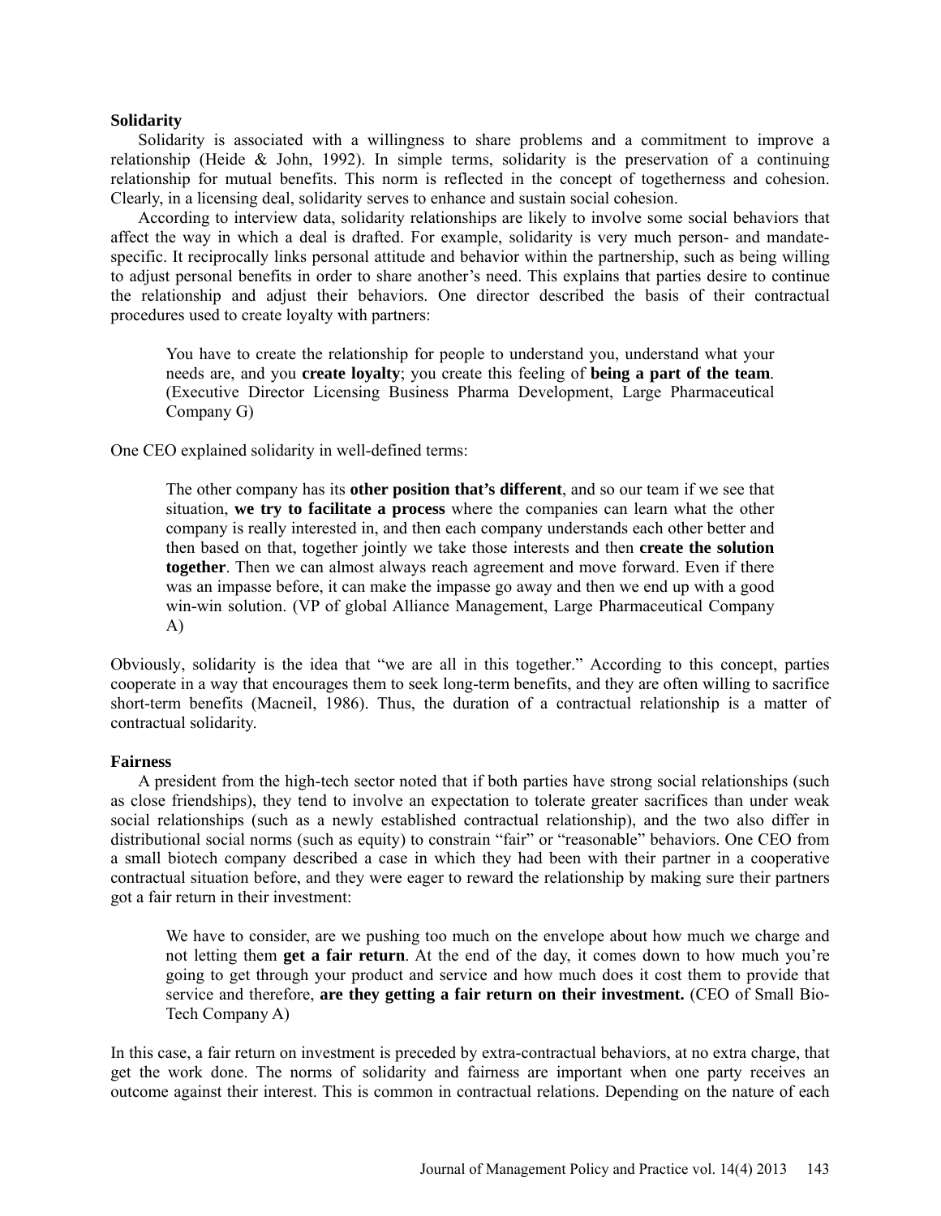**Solidarity**

Solidarity is associated with a willingness to share problems and a commitment to improve a relationship (Heide & John, 1992). In simple terms, solidarity is the preservation of a continuing relationship for mutual benefits. This norm is reflected in the concept of togetherness and cohesion. Clearly, in a licensing deal, solidarity serves to enhance and sustain social cohesion.

According to interview data, solidarity relationships are likely to involve some social behaviors that affect the way in which a deal is drafted. For example, solidarity is very much person- and mandate-specific. It reciprocally links personal attitude and behavior within the partnership, such as being willing to adjust personal benefits in order to share another's need. This explains that parties desire to continue the relationship and adjust their behaviors. One director described the basis of their contractual procedures used to create loyalty with partners:

> You have to create the relationship for people to understand you, understand what your needs are, and you **create loyalty**; you create this feeling of **being a part of the team**. (Executive Director Licensing Business Pharma Development, Large Pharmaceutical Company G)

One CEO explained solidarity in well-defined terms:

> The other company has its **other position that's different**, and so our team if we see that situation, **we try to facilitate a process** where the companies can learn what the other company is really interested in, and then each company understands each other better and then based on that, together jointly we take those interests and then **create the solution together**. Then we can almost always reach agreement and move forward. Even if there was an impasse before, it can make the impasse go away and then we end up with a good win-win solution. (VP of global Alliance Management, Large Pharmaceutical Company A)

Obviously, solidarity is the idea that "we are all in this together." According to this concept, parties cooperate in a way that encourages them to seek long-term benefits, and they are often willing to sacrifice short-term benefits (Macneil, 1986). Thus, the duration of a contractual relationship is a matter of contractual solidarity.

**Fairness**

A president from the high-tech sector noted that if both parties have strong social relationships (such as close friendships), they tend to involve an expectation to tolerate greater sacrifices than under weak social relationships (such as a newly established contractual relationship), and the two also differ in distributional social norms (such as equity) to constrain "fair" or "reasonable" behaviors. One CEO from a small biotech company described a case in which they had been with their partner in a cooperative contractual situation before, and they were eager to reward the relationship by making sure their partners got a fair return in their investment:

> We have to consider, are we pushing too much on the envelope about how much we charge and not letting them **get a fair return**. At the end of the day, it comes down to how much you're going to get through your product and service and how much does it cost them to provide that service and therefore, **are they getting a fair return on their investment.** (CEO of Small Bio-Tech Company A)

In this case, a fair return on investment is preceded by extra-contractual behaviors, at no extra charge, that get the work done. The norms of solidarity and fairness are important when one party receives an outcome against their interest. This is common in contractual relations. Depending on the nature of each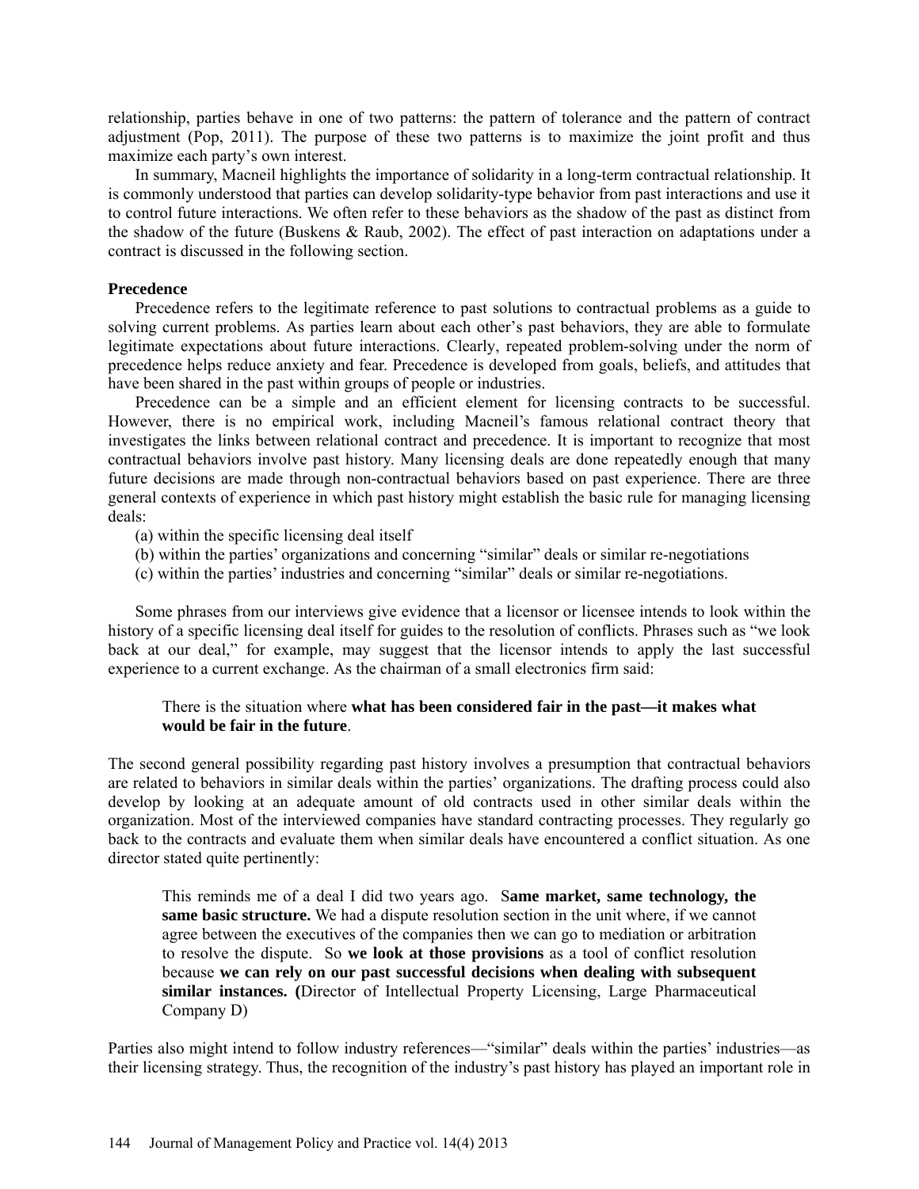relationship, parties behave in one of two patterns: the pattern of tolerance and the pattern of contract adjustment (Pop, 2011). The purpose of these two patterns is to maximize the joint profit and thus maximize each party's own interest.

In summary, Macneil highlights the importance of solidarity in a long-term contractual relationship. It is commonly understood that parties can develop solidarity-type behavior from past interactions and use it to control future interactions. We often refer to these behaviors as the shadow of the past as distinct from the shadow of the future (Buskens & Raub, 2002). The effect of past interaction on adaptations under a contract is discussed in the following section.

**Precedence**

Precedence refers to the legitimate reference to past solutions to contractual problems as a guide to solving current problems. As parties learn about each other's past behaviors, they are able to formulate legitimate expectations about future interactions. Clearly, repeated problem-solving under the norm of precedence helps reduce anxiety and fear. Precedence is developed from goals, beliefs, and attitudes that have been shared in the past within groups of people or industries.

Precedence can be a simple and an efficient element for licensing contracts to be successful. However, there is no empirical work, including Macneil's famous relational contract theory that investigates the links between relational contract and precedence. It is important to recognize that most contractual behaviors involve past history. Many licensing deals are done repeatedly enough that many future decisions are made through non-contractual behaviors based on past experience. There are three general contexts of experience in which past history might establish the basic rule for managing licensing deals:

(a) within the specific licensing deal itself
(b) within the parties' organizations and concerning "similar" deals or similar re-negotiations
(c) within the parties' industries and concerning "similar" deals or similar re-negotiations.

Some phrases from our interviews give evidence that a licensor or licensee intends to look within the history of a specific licensing deal itself for guides to the resolution of conflicts. Phrases such as "we look back at our deal," for example, may suggest that the licensor intends to apply the last successful experience to a current exchange. As the chairman of a small electronics firm said:

> There is the situation where **what has been considered fair in the past—it makes what would be fair in the future**.

The second general possibility regarding past history involves a presumption that contractual behaviors are related to behaviors in similar deals within the parties' organizations. The drafting process could also develop by looking at an adequate amount of old contracts used in other similar deals within the organization. Most of the interviewed companies have standard contracting processes. They regularly go back to the contracts and evaluate them when similar deals have encountered a conflict situation. As one director stated quite pertinently:

> This reminds me of a deal I did two years ago. S**ame market, same technology, the same basic structure.** We had a dispute resolution section in the unit where, if we cannot agree between the executives of the companies then we can go to mediation or arbitration to resolve the dispute. So **we look at those provisions** as a tool of conflict resolution because **we can rely on our past successful decisions when dealing with subsequent similar instances. (**Director of Intellectual Property Licensing, Large Pharmaceutical Company D)

Parties also might intend to follow industry references—"similar" deals within the parties' industries—as their licensing strategy. Thus, the recognition of the industry's past history has played an important role in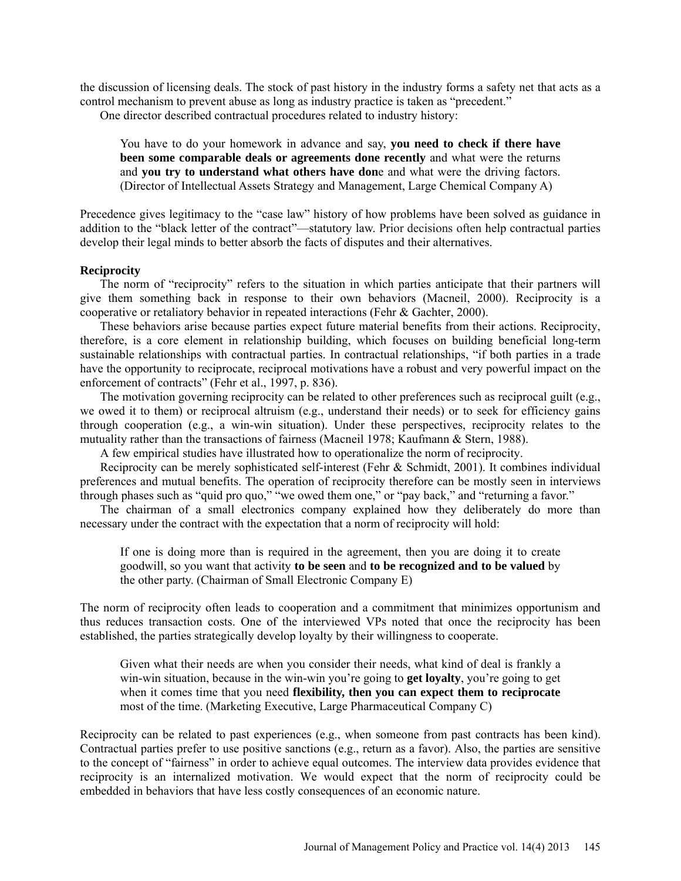the discussion of licensing deals. The stock of past history in the industry forms a safety net that acts as a control mechanism to prevent abuse as long as industry practice is taken as "precedent."

One director described contractual procedures related to industry history:

> You have to do your homework in advance and say, **you need to check if there have been some comparable deals or agreements done recently** and what were the returns and **you try to understand what others have don**e and what were the driving factors. (Director of Intellectual Assets Strategy and Management, Large Chemical Company A)

Precedence gives legitimacy to the "case law" history of how problems have been solved as guidance in addition to the "black letter of the contract"—statutory law. Prior decisions often help contractual parties develop their legal minds to better absorb the facts of disputes and their alternatives.

### Reciprocity

The norm of "reciprocity" refers to the situation in which parties anticipate that their partners will give them something back in response to their own behaviors (Macneil, 2000). Reciprocity is a cooperative or retaliatory behavior in repeated interactions (Fehr & Gachter, 2000).

These behaviors arise because parties expect future material benefits from their actions. Reciprocity, therefore, is a core element in relationship building, which focuses on building beneficial long-term sustainable relationships with contractual parties. In contractual relationships, "if both parties in a trade have the opportunity to reciprocate, reciprocal motivations have a robust and very powerful impact on the enforcement of contracts" (Fehr et al., 1997, p. 836).

The motivation governing reciprocity can be related to other preferences such as reciprocal guilt (e.g., we owed it to them) or reciprocal altruism (e.g., understand their needs) or to seek for efficiency gains through cooperation (e.g., a win-win situation). Under these perspectives, reciprocity relates to the mutuality rather than the transactions of fairness (Macneil 1978; Kaufmann & Stern, 1988).

A few empirical studies have illustrated how to operationalize the norm of reciprocity.

Reciprocity can be merely sophisticated self-interest (Fehr & Schmidt, 2001). It combines individual preferences and mutual benefits. The operation of reciprocity therefore can be mostly seen in interviews through phases such as "quid pro quo," "we owed them one," or "pay back," and "returning a favor."

The chairman of a small electronics company explained how they deliberately do more than necessary under the contract with the expectation that a norm of reciprocity will hold:

> If one is doing more than is required in the agreement, then you are doing it to create goodwill, so you want that activity **to be seen** and **to be recognized and to be valued** by the other party. (Chairman of Small Electronic Company E)

The norm of reciprocity often leads to cooperation and a commitment that minimizes opportunism and thus reduces transaction costs. One of the interviewed VPs noted that once the reciprocity has been established, the parties strategically develop loyalty by their willingness to cooperate.

> Given what their needs are when you consider their needs, what kind of deal is frankly a win-win situation, because in the win-win you're going to **get loyalty**, you're going to get when it comes time that you need **flexibility, then you can expect them to reciprocate** most of the time. (Marketing Executive, Large Pharmaceutical Company C)

Reciprocity can be related to past experiences (e.g., when someone from past contracts has been kind). Contractual parties prefer to use positive sanctions (e.g., return as a favor). Also, the parties are sensitive to the concept of "fairness" in order to achieve equal outcomes. The interview data provides evidence that reciprocity is an internalized motivation. We would expect that the norm of reciprocity could be embedded in behaviors that have less costly consequences of an economic nature.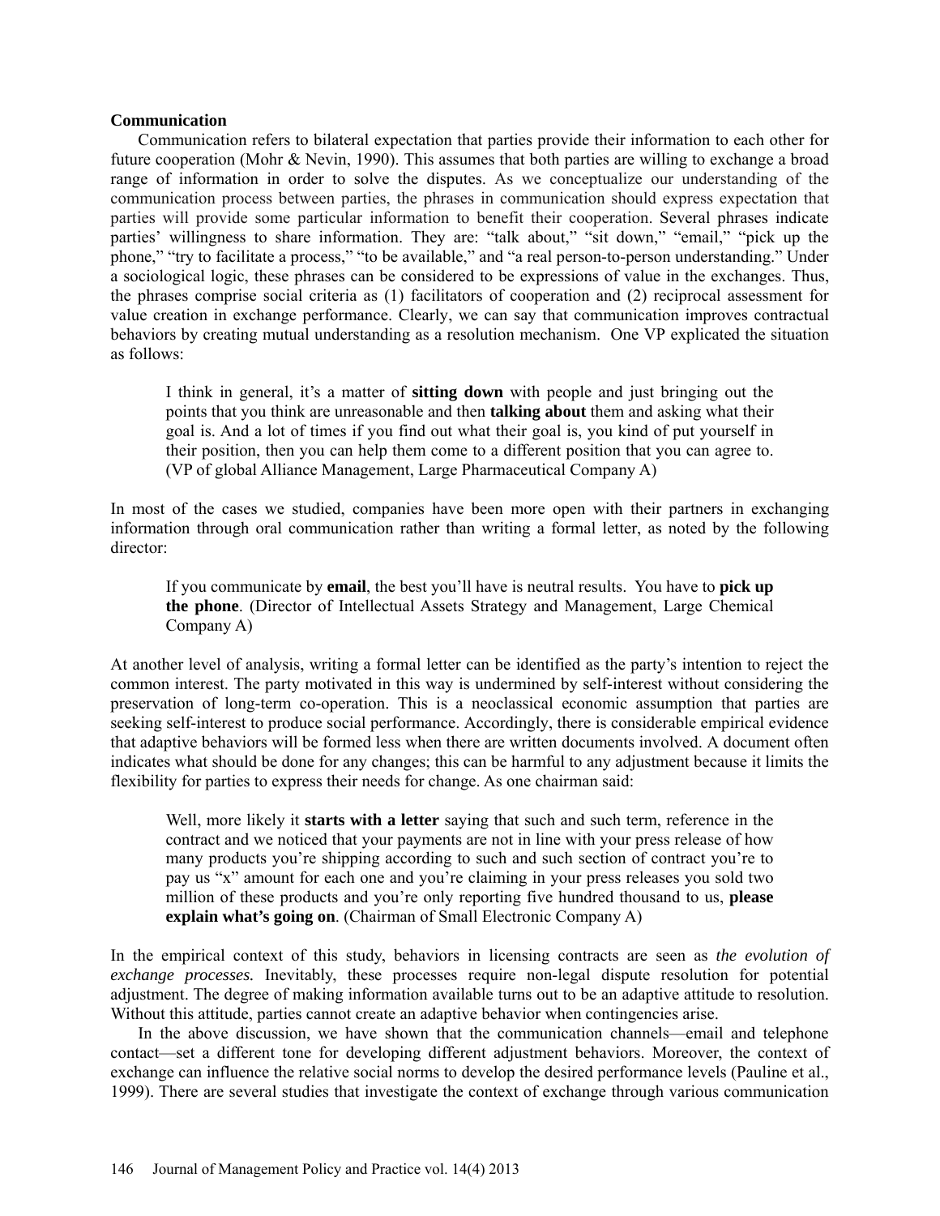**Communication**

Communication refers to bilateral expectation that parties provide their information to each other for future cooperation (Mohr & Nevin, 1990). This assumes that both parties are willing to exchange a broad range of information in order to solve the disputes. As we conceptualize our understanding of the communication process between parties, the phrases in communication should express expectation that parties will provide some particular information to benefit their cooperation. Several phrases indicate parties' willingness to share information. They are: "talk about," "sit down," "email," "pick up the phone," "try to facilitate a process," "to be available," and "a real person-to-person understanding." Under a sociological logic, these phrases can be considered to be expressions of value in the exchanges. Thus, the phrases comprise social criteria as (1) facilitators of cooperation and (2) reciprocal assessment for value creation in exchange performance. Clearly, we can say that communication improves contractual behaviors by creating mutual understanding as a resolution mechanism. One VP explicated the situation as follows:

> I think in general, it's a matter of **sitting down** with people and just bringing out the points that you think are unreasonable and then **talking about** them and asking what their goal is. And a lot of times if you find out what their goal is, you kind of put yourself in their position, then you can help them come to a different position that you can agree to. (VP of global Alliance Management, Large Pharmaceutical Company A)

In most of the cases we studied, companies have been more open with their partners in exchanging information through oral communication rather than writing a formal letter, as noted by the following director:

> If you communicate by **email**, the best you'll have is neutral results. You have to **pick up the phone**. (Director of Intellectual Assets Strategy and Management, Large Chemical Company A)

At another level of analysis, writing a formal letter can be identified as the party's intention to reject the common interest. The party motivated in this way is undermined by self-interest without considering the preservation of long-term co-operation. This is a neoclassical economic assumption that parties are seeking self-interest to produce social performance. Accordingly, there is considerable empirical evidence that adaptive behaviors will be formed less when there are written documents involved. A document often indicates what should be done for any changes; this can be harmful to any adjustment because it limits the flexibility for parties to express their needs for change. As one chairman said:

> Well, more likely it **starts with a letter** saying that such and such term, reference in the contract and we noticed that your payments are not in line with your press release of how many products you're shipping according to such and such section of contract you're to pay us "x" amount for each one and you're claiming in your press releases you sold two million of these products and you're only reporting five hundred thousand to us, **please explain what's going on**. (Chairman of Small Electronic Company A)

In the empirical context of this study, behaviors in licensing contracts are seen as *the evolution of exchange processes.* Inevitably, these processes require non-legal dispute resolution for potential adjustment. The degree of making information available turns out to be an adaptive attitude to resolution. Without this attitude, parties cannot create an adaptive behavior when contingencies arise.

In the above discussion, we have shown that the communication channels—email and telephone contact—set a different tone for developing different adjustment behaviors. Moreover, the context of exchange can influence the relative social norms to develop the desired performance levels (Pauline et al., 1999). There are several studies that investigate the context of exchange through various communication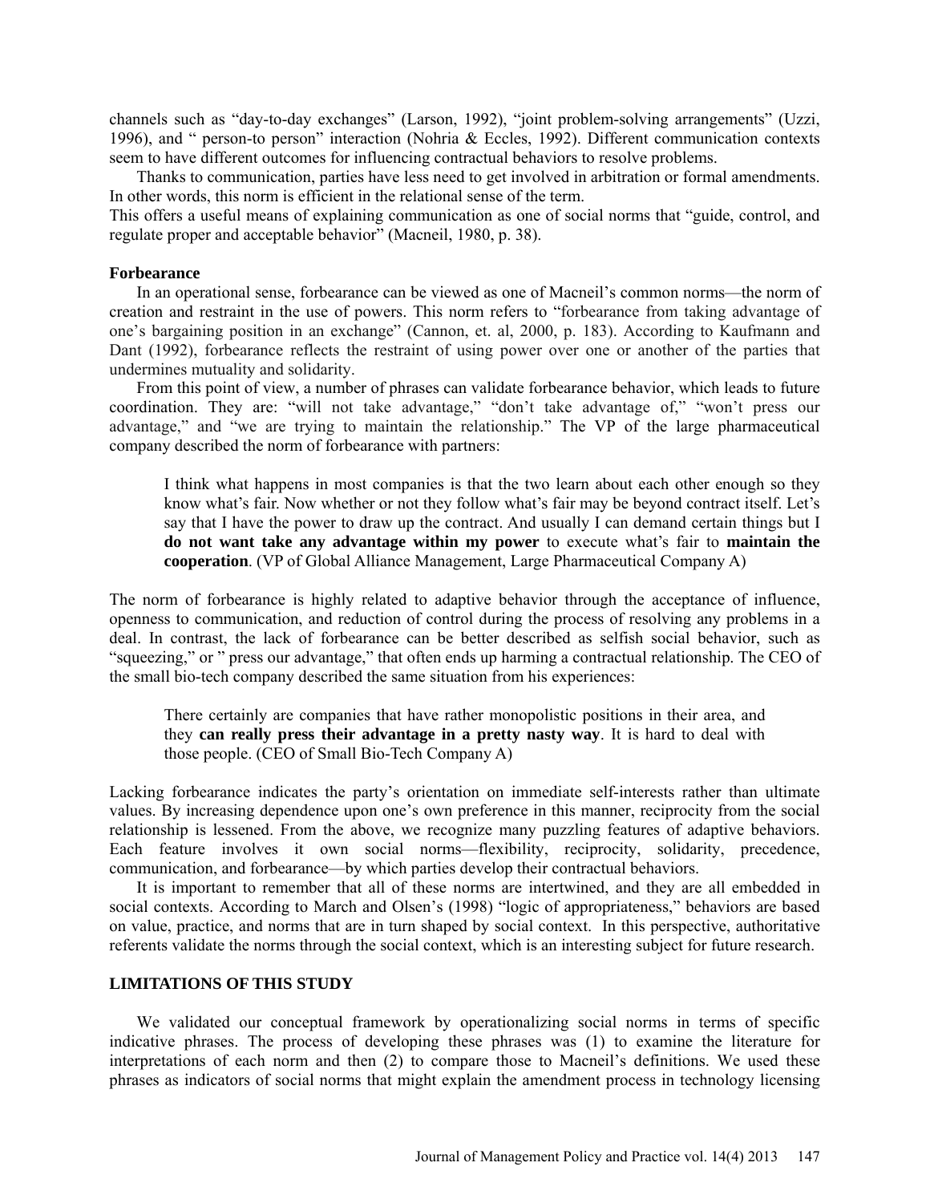channels such as "day-to-day exchanges" (Larson, 1992), "joint problem-solving arrangements" (Uzzi, 1996), and " person-to person" interaction (Nohria & Eccles, 1992). Different communication contexts seem to have different outcomes for influencing contractual behaviors to resolve problems.

Thanks to communication, parties have less need to get involved in arbitration or formal amendments. In other words, this norm is efficient in the relational sense of the term.

This offers a useful means of explaining communication as one of social norms that "guide, control, and regulate proper and acceptable behavior" (Macneil, 1980, p. 38).

### Forbearance

In an operational sense, forbearance can be viewed as one of Macneil's common norms—the norm of creation and restraint in the use of powers. This norm refers to "forbearance from taking advantage of one's bargaining position in an exchange" (Cannon, et. al, 2000, p. 183). According to Kaufmann and Dant (1992), forbearance reflects the restraint of using power over one or another of the parties that undermines mutuality and solidarity.

From this point of view, a number of phrases can validate forbearance behavior, which leads to future coordination. They are: "will not take advantage," "don't take advantage of," "won't press our advantage," and "we are trying to maintain the relationship." The VP of the large pharmaceutical company described the norm of forbearance with partners:

> I think what happens in most companies is that the two learn about each other enough so they know what's fair. Now whether or not they follow what's fair may be beyond contract itself. Let's say that I have the power to draw up the contract. And usually I can demand certain things but I **do not want take any advantage within my power** to execute what's fair to **maintain the cooperation**. (VP of Global Alliance Management, Large Pharmaceutical Company A)

The norm of forbearance is highly related to adaptive behavior through the acceptance of influence, openness to communication, and reduction of control during the process of resolving any problems in a deal. In contrast, the lack of forbearance can be better described as selfish social behavior, such as "squeezing," or " press our advantage," that often ends up harming a contractual relationship. The CEO of the small bio-tech company described the same situation from his experiences:

> There certainly are companies that have rather monopolistic positions in their area, and they **can really press their advantage in a pretty nasty way**. It is hard to deal with those people. (CEO of Small Bio-Tech Company A)

Lacking forbearance indicates the party's orientation on immediate self-interests rather than ultimate values. By increasing dependence upon one's own preference in this manner, reciprocity from the social relationship is lessened. From the above, we recognize many puzzling features of adaptive behaviors. Each feature involves it own social norms—flexibility, reciprocity, solidarity, precedence, communication, and forbearance—by which parties develop their contractual behaviors.

It is important to remember that all of these norms are intertwined, and they are all embedded in social contexts. According to March and Olsen's (1998) "logic of appropriateness," behaviors are based on value, practice, and norms that are in turn shaped by social context. In this perspective, authoritative referents validate the norms through the social context, which is an interesting subject for future research.

## LIMITATIONS OF THIS STUDY

We validated our conceptual framework by operationalizing social norms in terms of specific indicative phrases. The process of developing these phrases was (1) to examine the literature for interpretations of each norm and then (2) to compare those to Macneil's definitions. We used these phrases as indicators of social norms that might explain the amendment process in technology licensing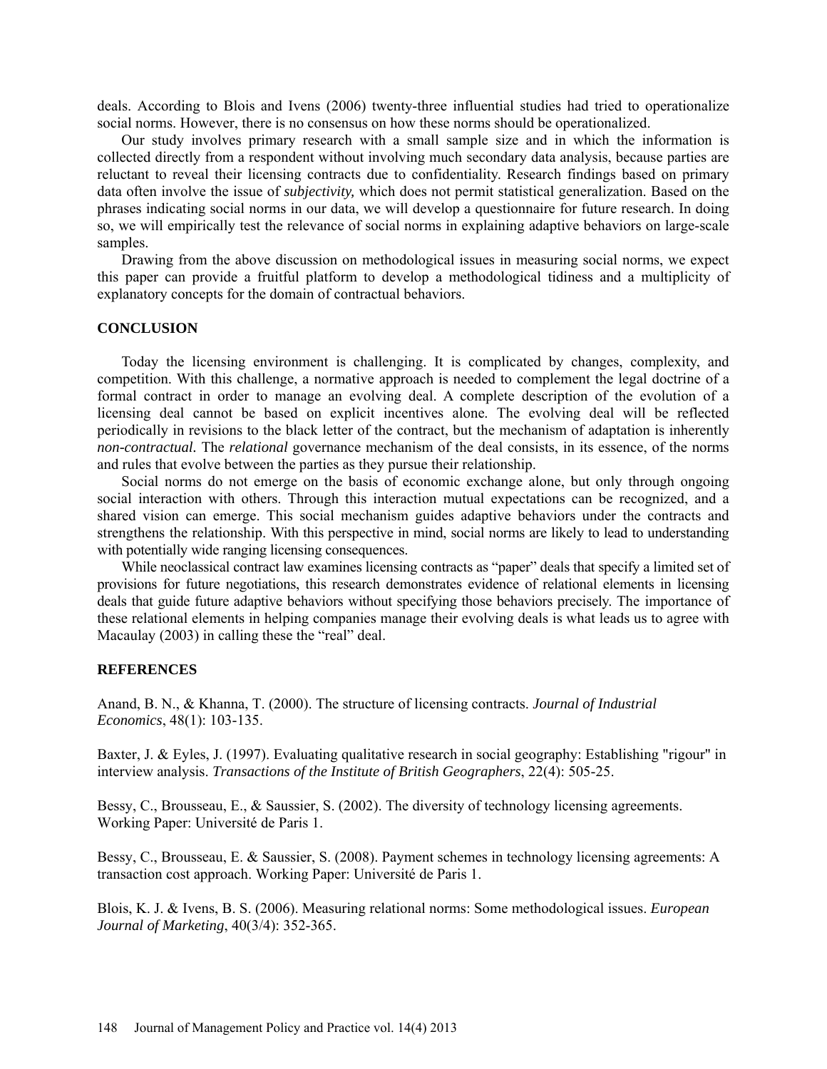deals. According to Blois and Ivens (2006) twenty-three influential studies had tried to operationalize social norms. However, there is no consensus on how these norms should be operationalized.

Our study involves primary research with a small sample size and in which the information is collected directly from a respondent without involving much secondary data analysis, because parties are reluctant to reveal their licensing contracts due to confidentiality. Research findings based on primary data often involve the issue of *subjectivity,* which does not permit statistical generalization. Based on the phrases indicating social norms in our data, we will develop a questionnaire for future research. In doing so, we will empirically test the relevance of social norms in explaining adaptive behaviors on large-scale samples.

Drawing from the above discussion on methodological issues in measuring social norms, we expect this paper can provide a fruitful platform to develop a methodological tidiness and a multiplicity of explanatory concepts for the domain of contractual behaviors.

## CONCLUSION

Today the licensing environment is challenging. It is complicated by changes, complexity, and competition. With this challenge, a normative approach is needed to complement the legal doctrine of a formal contract in order to manage an evolving deal. A complete description of the evolution of a licensing deal cannot be based on explicit incentives alone. The evolving deal will be reflected periodically in revisions to the black letter of the contract, but the mechanism of adaptation is inherently *non-contractual.* The *relational* governance mechanism of the deal consists, in its essence, of the norms and rules that evolve between the parties as they pursue their relationship.

Social norms do not emerge on the basis of economic exchange alone, but only through ongoing social interaction with others. Through this interaction mutual expectations can be recognized, and a shared vision can emerge. This social mechanism guides adaptive behaviors under the contracts and strengthens the relationship. With this perspective in mind, social norms are likely to lead to understanding with potentially wide ranging licensing consequences.

While neoclassical contract law examines licensing contracts as "paper" deals that specify a limited set of provisions for future negotiations, this research demonstrates evidence of relational elements in licensing deals that guide future adaptive behaviors without specifying those behaviors precisely. The importance of these relational elements in helping companies manage their evolving deals is what leads us to agree with Macaulay (2003) in calling these the "real" deal.

## REFERENCES

Anand, B. N., & Khanna, T. (2000). The structure of licensing contracts. *Journal of Industrial Economics*, 48(1): 103-135.

Baxter, J. & Eyles, J. (1997). Evaluating qualitative research in social geography: Establishing "rigour" in interview analysis. *Transactions of the Institute of British Geographers*, 22(4): 505-25.

Bessy, C., Brousseau, E., & Saussier, S. (2002). The diversity of technology licensing agreements. Working Paper: Université de Paris 1.

Bessy, C., Brousseau, E. & Saussier, S. (2008). Payment schemes in technology licensing agreements: A transaction cost approach. Working Paper: Université de Paris 1.

Blois, K. J. & Ivens, B. S. (2006). Measuring relational norms: Some methodological issues. *European Journal of Marketing*, 40(3/4): 352-365.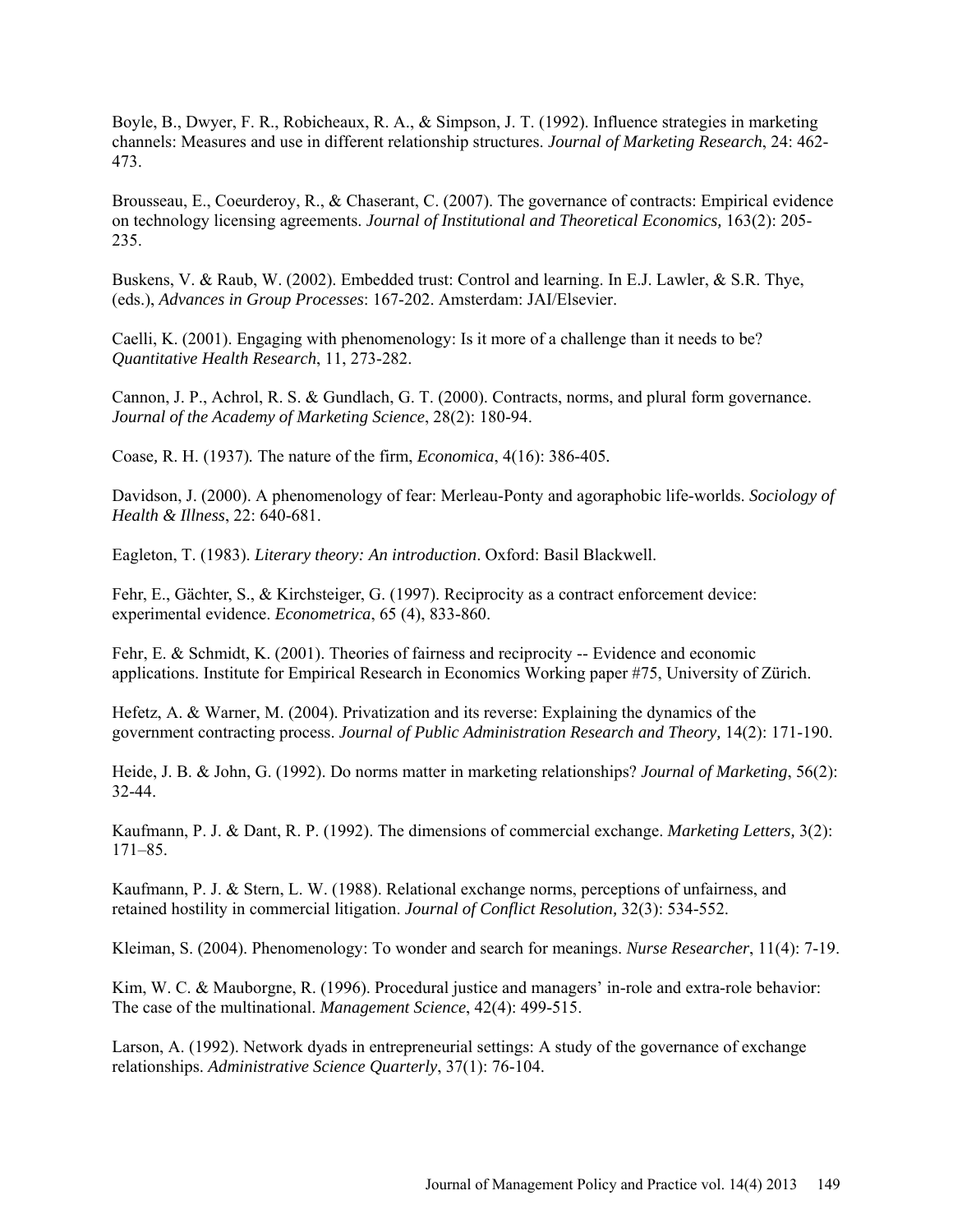Boyle, B., Dwyer, F. R., Robicheaux, R. A., & Simpson, J. T. (1992). Influence strategies in marketing channels: Measures and use in different relationship structures. *Journal of Marketing Research*, 24: 462-473.

Brousseau, E., Coeurderoy, R., & Chaserant, C. (2007). The governance of contracts: Empirical evidence on technology licensing agreements. *Journal of Institutional and Theoretical Economics,* 163(2): 205-235.

Buskens, V. & Raub, W. (2002). Embedded trust: Control and learning. In E.J. Lawler, & S.R. Thye, (eds.), *Advances in Group Processes*: 167-202. Amsterdam: JAI/Elsevier.

Caelli, K. (2001). Engaging with phenomenology: Is it more of a challenge than it needs to be? *Quantitative Health Research*, 11, 273-282.

Cannon, J. P., Achrol, R. S. & Gundlach, G. T. (2000). Contracts, norms, and plural form governance. *Journal of the Academy of Marketing Science*, 28(2): 180-94.

Coase, R. H. (1937). The nature of the firm, *Economica*, 4(16): 386-405.

Davidson, J. (2000). A phenomenology of fear: Merleau-Ponty and agoraphobic life-worlds. *Sociology of Health & Illness*, 22: 640-681.

Eagleton, T. (1983). *Literary theory: An introduction*. Oxford: Basil Blackwell.

Fehr, E., Gächter, S., & Kirchsteiger, G. (1997). Reciprocity as a contract enforcement device: experimental evidence. *Econometrica*, 65 (4), 833-860.

Fehr, E. & Schmidt, K. (2001). Theories of fairness and reciprocity -- Evidence and economic applications. Institute for Empirical Research in Economics Working paper #75, University of Zürich.

Hefetz, A. & Warner, M. (2004). Privatization and its reverse: Explaining the dynamics of the government contracting process. *Journal of Public Administration Research and Theory,* 14(2): 171-190.

Heide, J. B. & John, G. (1992). Do norms matter in marketing relationships? *Journal of Marketing*, 56(2): 32-44.

Kaufmann, P. J. & Dant, R. P. (1992). The dimensions of commercial exchange. *Marketing Letters*, 3(2): 171–85.

Kaufmann, P. J. & Stern, L. W. (1988). Relational exchange norms, perceptions of unfairness, and retained hostility in commercial litigation. *Journal of Conflict Resolution,* 32(3): 534-552.

Kleiman, S. (2004). Phenomenology: To wonder and search for meanings. *Nurse Researcher*, 11(4): 7-19.

Kim, W. C. & Mauborgne, R. (1996). Procedural justice and managers' in-role and extra-role behavior: The case of the multinational. *Management Science*, 42(4): 499-515.

Larson, A. (1992). Network dyads in entrepreneurial settings: A study of the governance of exchange relationships. *Administrative Science Quarterly*, 37(1): 76-104.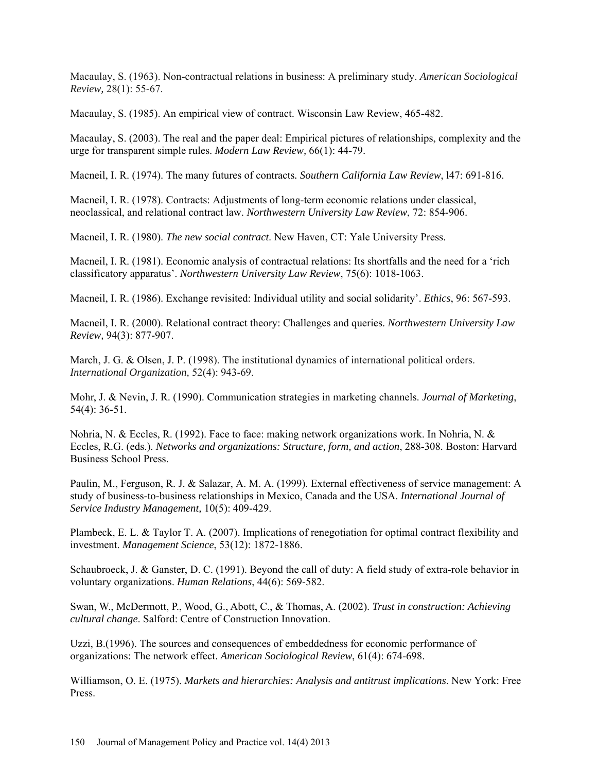Macaulay, S. (1963). Non-contractual relations in business: A preliminary study. *American Sociological Review,* 28(1): 55-67.

Macaulay, S. (1985). An empirical view of contract. Wisconsin Law Review, 465-482.

Macaulay, S. (2003). The real and the paper deal: Empirical pictures of relationships, complexity and the urge for transparent simple rules. *Modern Law Review,* 66(1): 44-79.

Macneil, I. R. (1974). The many futures of contracts*. Southern California Law Review*, l47: 691-816.

Macneil, I. R. (1978). Contracts: Adjustments of long-term economic relations under classical, neoclassical, and relational contract law. *Northwestern University Law Review*, 72: 854-906.

Macneil, I. R. (1980). *The new social contract*. New Haven, CT: Yale University Press.

Macneil, I. R. (1981). Economic analysis of contractual relations: Its shortfalls and the need for a 'rich classificatory apparatus'. *Northwestern University Law Review*, 75(6): 1018-1063.

Macneil, I. R. (1986). Exchange revisited: Individual utility and social solidarity'. *Ethics*, 96: 567-593.

Macneil, I. R. (2000). Relational contract theory: Challenges and queries. *Northwestern University Law Review,* 94(3): 877-907.

March, J. G. & Olsen, J. P. (1998). The institutional dynamics of international political orders. *International Organization,* 52(4): 943-69.

Mohr, J. & Nevin, J. R. (1990). Communication strategies in marketing channels. *Journal of Marketing*, 54(4): 36-51.

Nohria, N. & Eccles, R. (1992). Face to face: making network organizations work. In Nohria, N. & Eccles, R.G. (eds.). *Networks and organizations: Structure, form, and action*, 288-308*.* Boston: Harvard Business School Press.

Paulin, M., Ferguson, R. J. & Salazar, A. M. A. (1999). External effectiveness of service management: A study of business-to-business relationships in Mexico, Canada and the USA. *International Journal of Service Industry Management,* 10(5): 409-429.

Plambeck, E. L. & Taylor T. A. (2007). Implications of renegotiation for optimal contract flexibility and investment. *Management Science*, 53(12): 1872-1886.

Schaubroeck, J. & Ganster, D. C. (1991). Beyond the call of duty: A field study of extra-role behavior in voluntary organizations. *Human Relations*, 44(6): 569-582.

Swan, W., McDermott, P., Wood, G., Abott, C., & Thomas, A. (2002). *Trust in construction: Achieving cultural change*. Salford: Centre of Construction Innovation.

Uzzi, B.(1996). The sources and consequences of embeddedness for economic performance of organizations: The network effect. *American Sociological Review*, 61(4): 674-698.

Williamson, O. E. (1975). *Markets and hierarchies: Analysis and antitrust implications*. New York: Free Press.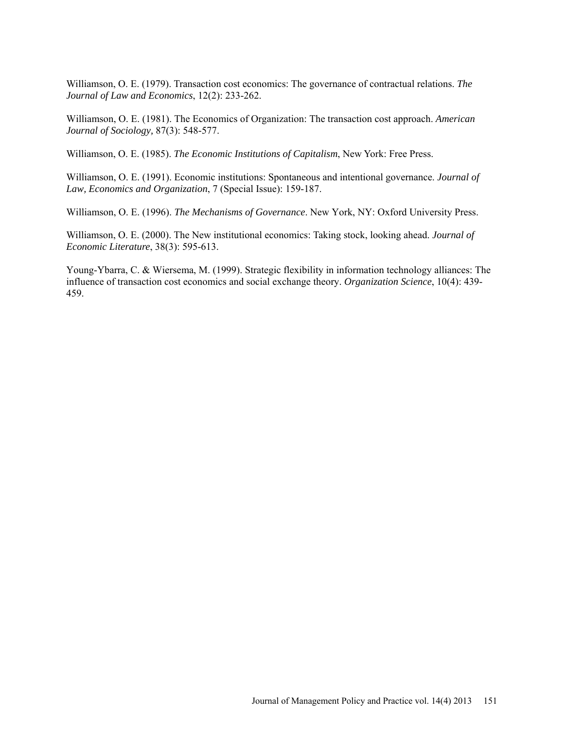Williamson, O. E. (1979). Transaction cost economics: The governance of contractual relations. *The Journal of Law and Economics*, 12(2): 233-262.

Williamson, O. E. (1981). The Economics of Organization: The transaction cost approach. *American Journal of Sociology,* 87(3): 548-577.

Williamson, O. E. (1985). *The Economic Institutions of Capitalism*, New York: Free Press.

Williamson, O. E. (1991). Economic institutions: Spontaneous and intentional governance. *Journal of Law, Economics and Organization*, 7 (Special Issue): 159-187.

Williamson, O. E. (1996). *The Mechanisms of Governance*. New York, NY: Oxford University Press.

Williamson, O. E. (2000). The New institutional economics: Taking stock, looking ahead. *Journal of Economic Literature*, 38(3): 595-613.

Young-Ybarra, C. & Wiersema, M. (1999). Strategic flexibility in information technology alliances: The influence of transaction cost economics and social exchange theory. *Organization Science*, 10(4): 439-459.